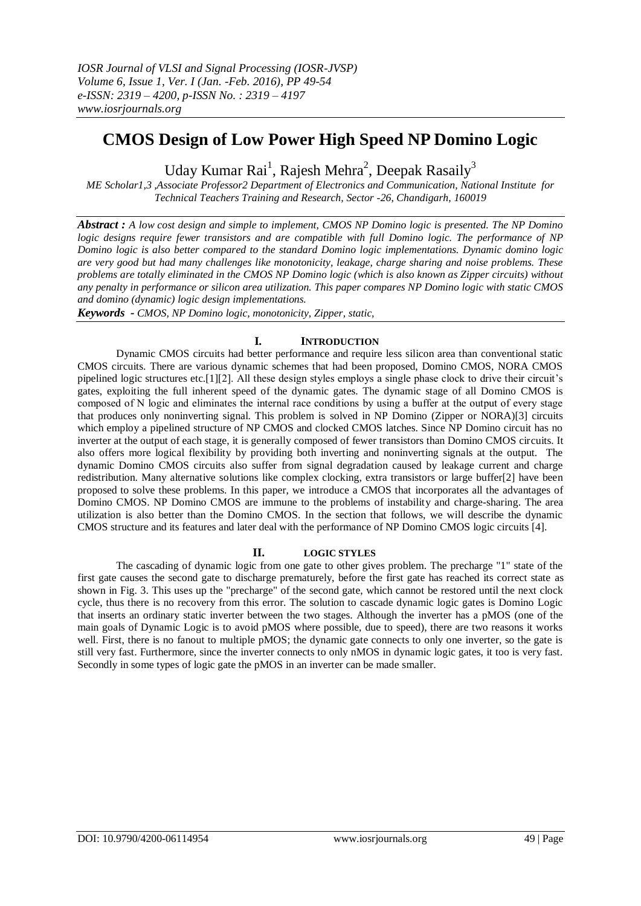# CMOS Design of Low Power High Speed NP Domino Logic

Uday Kumar Rai[1], Rajesh Mehra[2], Deepak Rasaily[3]

*ME Scholar1,3 ,Associate Professor2 Department of Electronics and Communication, National Institute for Technical Teachers Training and Research, Sector -26, Chandigarh, 160019*

***Abstract :*** *A low cost design and simple to implement, CMOS NP Domino logic is presented. The NP Domino logic designs require fewer transistors and are compatible with full Domino logic. The performance of NP Domino logic is also better compared to the standard Domino logic implementations. Dynamic domino logic are very good but had many challenges like monotonicity, leakage, charge sharing and noise problems. These problems are totally eliminated in the CMOS NP Domino logic (which is also known as Zipper circuits) without any penalty in performance or silicon area utilization. This paper compares NP Domino logic with static CMOS and domino (dynamic) logic design implementations.*

***Keywords*** *- CMOS, NP Domino logic, monotonicity, Zipper, static,*

## I. INTRODUCTION

Dynamic CMOS circuits had better performance and require less silicon area than conventional static CMOS circuits. There are various dynamic schemes that had been proposed, Domino CMOS, NORA CMOS pipelined logic structures etc.[1][2]. All these design styles employs a single phase clock to drive their circuit's gates, exploiting the full inherent speed of the dynamic gates. The dynamic stage of all Domino CMOS is composed of N logic and eliminates the internal race conditions by using a buffer at the output of every stage that produces only noninverting signal. This problem is solved in NP Domino (Zipper or NORA)[3] circuits which employ a pipelined structure of NP CMOS and clocked CMOS latches. Since NP Domino circuit has no inverter at the output of each stage, it is generally composed of fewer transistors than Domino CMOS circuits. It also offers more logical flexibility by providing both inverting and noninverting signals at the output. The dynamic Domino CMOS circuits also suffer from signal degradation caused by leakage current and charge redistribution. Many alternative solutions like complex clocking, extra transistors or large buffer[2] have been proposed to solve these problems. In this paper, we introduce a CMOS that incorporates all the advantages of Domino CMOS. NP Domino CMOS are immune to the problems of instability and charge-sharing. The area utilization is also better than the Domino CMOS. In the section that follows, we will describe the dynamic CMOS structure and its features and later deal with the performance of NP Domino CMOS logic circuits [4].

## II. LOGIC STYLES

The cascading of dynamic logic from one gate to other gives problem. The precharge "1" state of the first gate causes the second gate to discharge prematurely, before the first gate has reached its correct state as shown in Fig. 3. This uses up the "precharge" of the second gate, which cannot be restored until the next clock cycle, thus there is no recovery from this error. The solution to cascade dynamic logic gates is Domino Logic that inserts an ordinary static inverter between the two stages. Although the inverter has a pMOS (one of the main goals of Dynamic Logic is to avoid pMOS where possible, due to speed), there are two reasons it works well. First, there is no fanout to multiple pMOS; the dynamic gate connects to only one inverter, so the gate is still very fast. Furthermore, since the inverter connects to only nMOS in dynamic logic gates, it too is very fast. Secondly in some types of logic gate the pMOS in an inverter can be made smaller.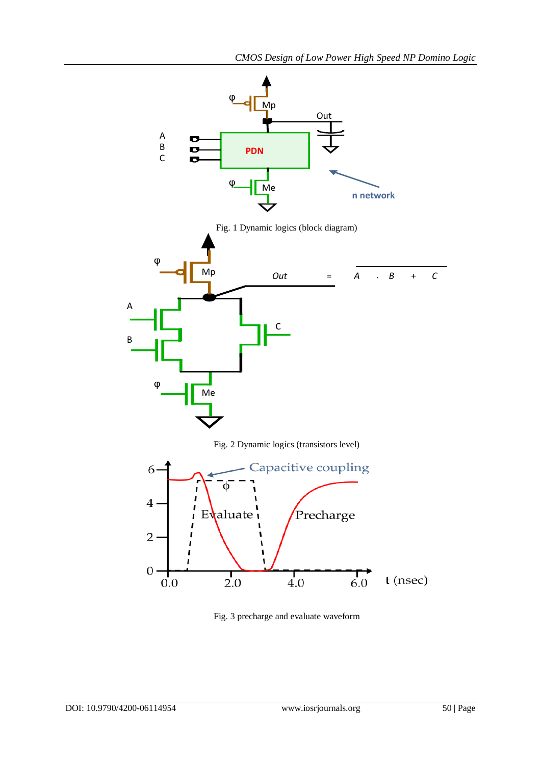Fig. 1 Dynamic logics (block diagram)

Fig. 2 Dynamic logics (transistors level)

Fig. 3 precharge and evaluate waveform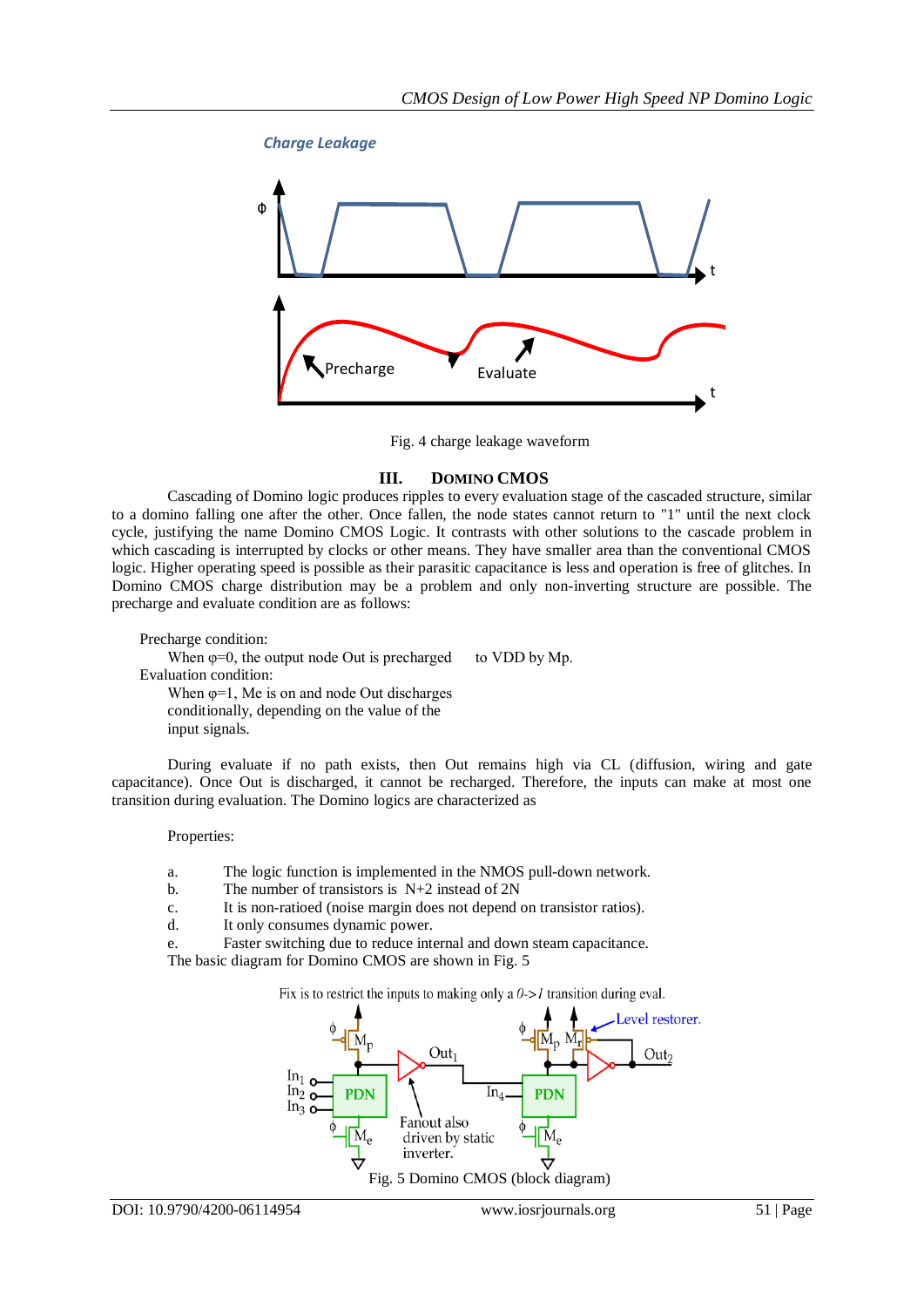*Charge Leakage*

Fig. 4 charge leakage waveform

## III. DOMINO CMOS

Cascading of Domino logic produces ripples to every evaluation stage of the cascaded structure, similar to a domino falling one after the other. Once fallen, the node states cannot return to "1" until the next clock cycle, justifying the name Domino CMOS Logic. It contrasts with other solutions to the cascade problem in which cascading is interrupted by clocks or other means. They have smaller area than the conventional CMOS logic. Higher operating speed is possible as their parasitic capacitance is less and operation is free of glitches. In Domino CMOS charge distribution may be a problem and only non-inverting structure are possible. The precharge and evaluate condition are as follows:

Precharge condition:

When φ=0, the output node Out is precharged to VDD by Mp.

Evaluation condition:

When φ=1, Me is on and node Out discharges conditionally, depending on the value of the input signals.

During evaluate if no path exists, then Out remains high via CL (diffusion, wiring and gate capacitance). Once Out is discharged, it cannot be recharged. Therefore, the inputs can make at most one transition during evaluation. The Domino logics are characterized as

Properties:

a. The logic function is implemented in the NMOS pull-down network.
b. The number of transistors is N+2 instead of 2N
c. It is non-ratioed (noise margin does not depend on transistor ratios).
d. It only consumes dynamic power.
e. Faster switching due to reduce internal and down steam capacitance.

The basic diagram for Domino CMOS are shown in Fig. 5

Fig. 5 Domino CMOS (block diagram)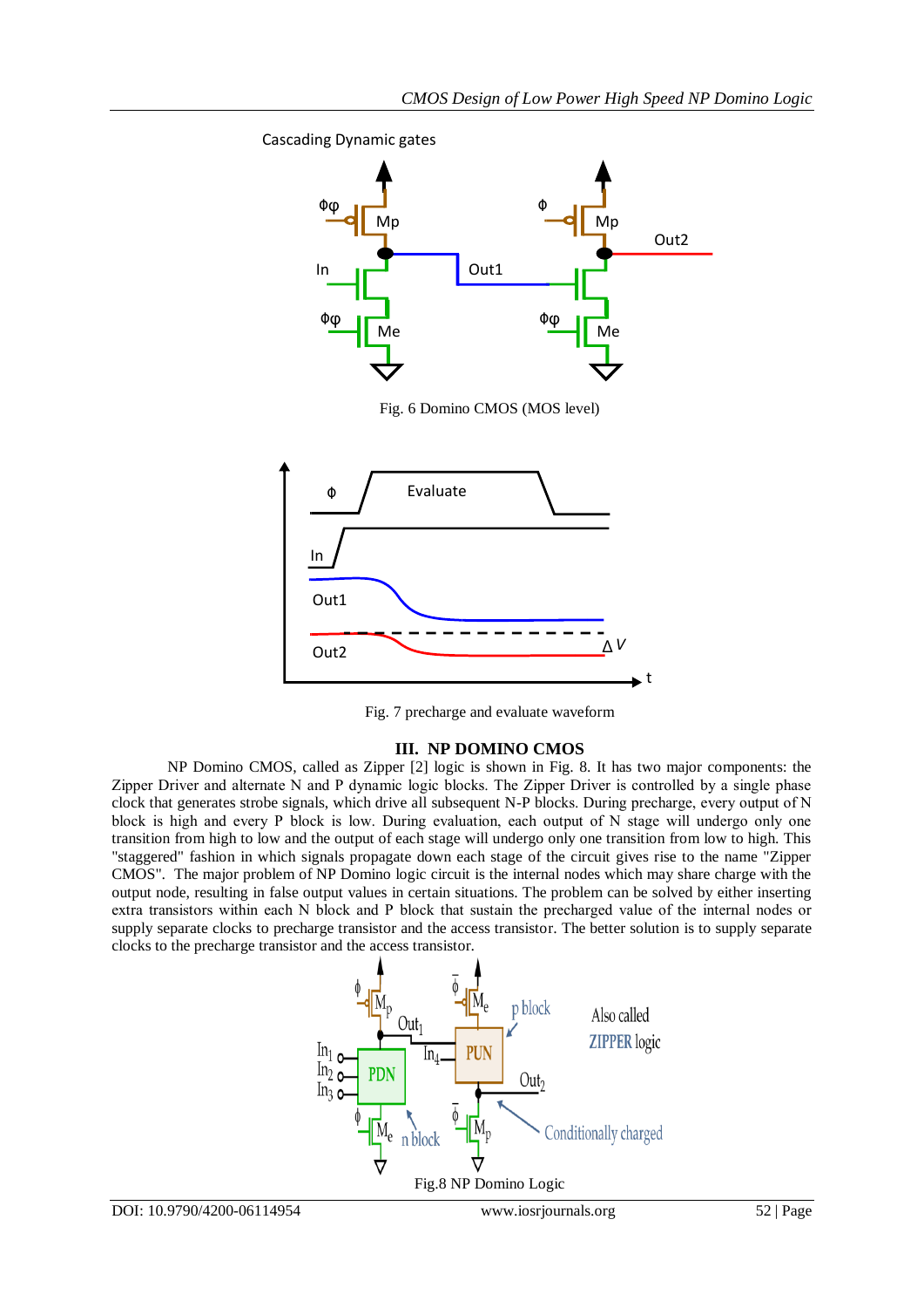Cascading Dynamic gates

Fig. 6 Domino CMOS (MOS level)

Fig. 7 precharge and evaluate waveform

## III. NP DOMINO CMOS

NP Domino CMOS, called as Zipper [2] logic is shown in Fig. 8. It has two major components: the Zipper Driver and alternate N and P dynamic logic blocks. The Zipper Driver is controlled by a single phase clock that generates strobe signals, which drive all subsequent N-P blocks. During precharge, every output of N block is high and every P block is low. During evaluation, each output of N stage will undergo only one transition from high to low and the output of each stage will undergo only one transition from low to high. This "staggered" fashion in which signals propagate down each stage of the circuit gives rise to the name "Zipper CMOS". The major problem of NP Domino logic circuit is the internal nodes which may share charge with the output node, resulting in false output values in certain situations. The problem can be solved by either inserting extra transistors within each N block and P block that sustain the precharged value of the internal nodes or supply separate clocks to precharge transistor and the access transistor. The better solution is to supply separate clocks to the precharge transistor and the access transistor.

Fig.8 NP Domino Logic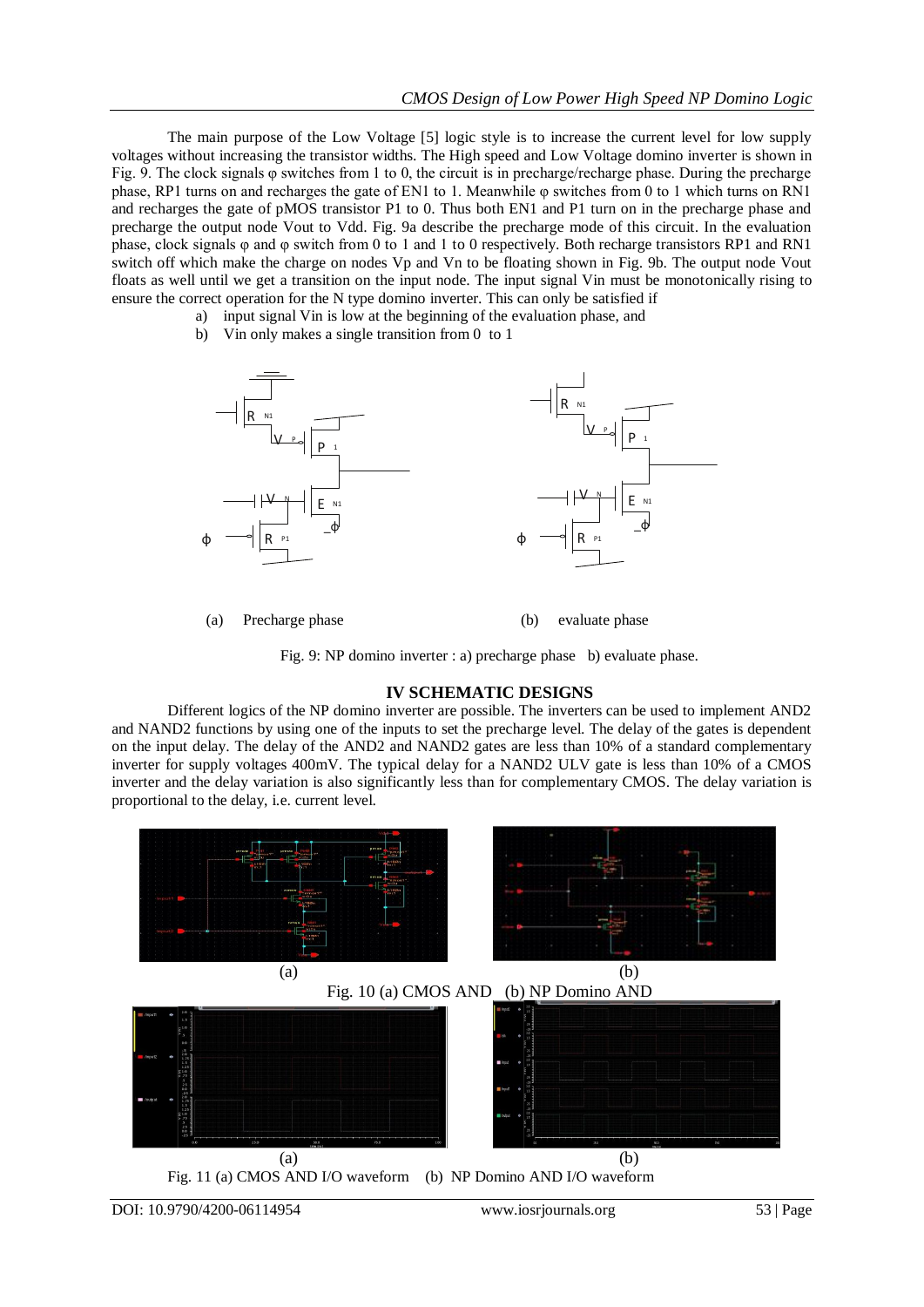The main purpose of the Low Voltage [5] logic style is to increase the current level for low supply voltages without increasing the transistor widths. The High speed and Low Voltage domino inverter is shown in Fig. 9. The clock signals φ switches from 1 to 0, the circuit is in precharge/recharge phase. During the precharge phase, RP1 turns on and recharges the gate of EN1 to 1. Meanwhile φ switches from 0 to 1 which turns on RN1 and recharges the gate of pMOS transistor P1 to 0. Thus both EN1 and P1 turn on in the precharge phase and precharge the output node Vout to Vdd. Fig. 9a describe the precharge mode of this circuit. In the evaluation phase, clock signals φ and φ switch from 0 to 1 and 1 to 0 respectively. Both recharge transistors RP1 and RN1 switch off which make the charge on nodes Vp and Vn to be floating shown in Fig. 9b. The output node Vout floats as well until we get a transition on the input node. The input signal Vin must be monotonically rising to ensure the correct operation for the N type domino inverter. This can only be satisfied if

a) input signal Vin is low at the beginning of the evaluation phase, and
b) Vin only makes a single transition from 0 to 1

(a) Precharge phase (b) evaluate phase

Fig. 9: NP domino inverter : a) precharge phase b) evaluate phase.

## IV SCHEMATIC DESIGNS

Different logics of the NP domino inverter are possible. The inverters can be used to implement AND2 and NAND2 functions by using one of the inputs to set the precharge level. The delay of the gates is dependent on the input delay. The delay of the AND2 and NAND2 gates are less than 10% of a standard complementary inverter for supply voltages 400mV. The typical delay for a NAND2 ULV gate is less than 10% of a CMOS inverter and the delay variation is also significantly less than for complementary CMOS. The delay variation is proportional to the delay, i.e. current level.

(a) (b)

Fig. 10 (a) CMOS AND (b) NP Domino AND

(a) (b)

Fig. 11 (a) CMOS AND I/O waveform (b) NP Domino AND I/O waveform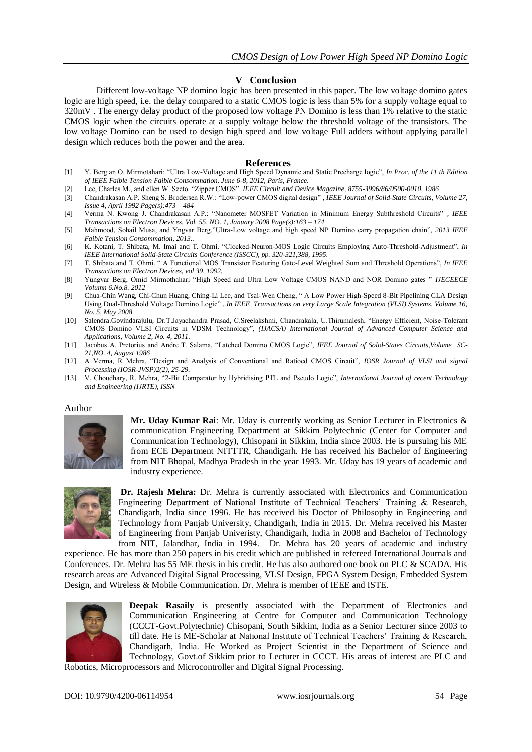## V Conclusion

Different low-voltage NP domino logic has been presented in this paper. The low voltage domino gates logic are high speed, i.e. the delay compared to a static CMOS logic is less than 5% for a supply voltage equal to 320mV . The energy delay product of the proposed low voltage PN Domino is less than 1% relative to the static CMOS logic when the circuits operate at a supply voltage below the threshold voltage of the transistors. The low voltage Domino can be used to design high speed and low voltage Full adders without applying parallel design which reduces both the power and the area.

## References

[1] Y. Berg an O. Mirmotahari: "Ultra Low-Voltage and High Speed Dynamic and Static Precharge logic", *In Proc. of the 11 th Edition of IEEE Faible Tension Faible Consommation. June 6-8, 2012, Paris, France.*

[2] Lee, Charles M., and ellen W. Szeto. "Zipper CMOS". *IEEE Circuit and Device Magazine, 8755-3996/86/0500-0010, 1986*

[3] Chandrakasan A.P. Sheng S. Brodersen R.W.: "Low-power CMOS digital design" , *IEEE Journal of Solid-State Circuits, Volume 27, Issue 4, April 1992 Page(s):473 – 484*

[4] Verma N. Kwong J. Chandrakasan A.P.: "Nanometer MOSFET Variation in Minimum Energy Subthreshold Circuits" , *IEEE Transactions on Electron Devices, Vol. 55, NO. 1, January 2008 Page(s):163 – 174*

[5] Mahmood, Sohail Musa, and Yngvar Berg."Ultra-Low voltage and high speed NP Domino carry propagation chain", *2013 IEEE Faible Tension Consommation, 2013..*

[6] K. Kotani, T. Shibata, M. Imai and T. Ohmi. "Clocked-Neuron-MOS Logic Circuits Employing Auto-Threshold-Adjustment", *In IEEE International Solid-State Circuits Conference (ISSCC), pp. 320-321,388, 1995.*

[7] T. Shibata and T. Ohmi. " A Functional MOS Transistor Featuring Gate-Level Weighted Sum and Threshold Operations", *In IEEE Transactions on Electron Devices, vol 39, 1992.*

[8] Yungvar Berg, Omid Mirmothahari "High Speed and Ultra Low Voltage CMOS NAND and NOR Domino gates " *IJECEECE Volumn 6.No.8. 2012*

[9] Chua-Chin Wang, Chi-Chun Huang, Ching-Li Lee, and Tsai-Wen Cheng, " A Low Power High-Speed 8-Bit Pipelining CLA Design Using Dual-Threshold Voltage Domino Logic" , *In IEEE Transactions on very Large Scale Integration (VLSI) Systems, Volume 16, No. 5, May 2008.*

[10] Salendra.Govindarajulu, Dr.T.Jayachandra Prasad, C.Sreelakshmi, Chandrakala, U.Thirumalesh, "Energy Efficient, Noise-Tolerant CMOS Domino VLSI Circuits in VDSM Technology", *(IJACSA) International Journal of Advanced Computer Science and Applications, Volume 2, No. 4, 2011.*

[11] Jacobus A. Pretorius and Andre T. Salama, "Latched Domino CMOS Logic", *IEEE Journal of Solid-States Circuits,Volume SC-21,NO. 4, August 1986*

[12] A Verma, R Mehra, "Design and Analysis of Conventional and Ratioed CMOS Circuit", *IOSR Journal of VLSI and signal Processing (IOSR-JVSP)2(2), 25-29.*

[13] V. Choudhary, R. Mehra, "2-Bit Comparator hy Hybridising PTL and Pseudo Logic", *International Journal of recent Technology and Engineering (IJRTE), ISSN*

## Author

**Mr. Uday Kumar Rai**: Mr. Uday is currently working as Senior Lecturer in Electronics & communication Engineering Department at Sikkim Polytechnic (Center for Computer and Communication Technology), Chisopani in Sikkim, India since 2003. He is pursuing his ME from ECE Department NITTTR, Chandigarh. He has received his Bachelor of Engineering from NIT Bhopal, Madhya Pradesh in the year 1993. Mr. Uday has 19 years of academic and industry experience.

**Dr. Rajesh Mehra:** Dr. Mehra is currently associated with Electronics and Communication Engineering Department of National Institute of Technical Teachers' Training & Research, Chandigarh, India since 1996. He has received his Doctor of Philosophy in Engineering and Technology from Panjab University, Chandigarh, India in 2015. Dr. Mehra received his Master of Engineering from Panjab Univeristy, Chandigarh, India in 2008 and Bachelor of Technology from NIT, Jalandhar, India in 1994. Dr. Mehra has 20 years of academic and industry experience. He has more than 250 papers in his credit which are published in refereed International Journals and Conferences. Dr. Mehra has 55 ME thesis in his credit. He has also authored one book on PLC & SCADA. His research areas are Advanced Digital Signal Processing, VLSI Design, FPGA System Design, Embedded System Design, and Wireless & Mobile Communication. Dr. Mehra is member of IEEE and ISTE.

**Deepak Rasaily** is presently associated with the Department of Electronics and Communication Engineering at Centre for Computer and Communication Technology (CCCT-Govt.Polytechnic) Chisopani, South Sikkim, India as a Senior Lecturer since 2003 to till date. He is ME-Scholar at National Institute of Technical Teachers' Training & Research, Chandigarh, India. He Worked as Project Scientist in the Department of Science and Technology, Govt.of Sikkim prior to Lecturer in CCCT. His areas of interest are PLC and Robotics, Microprocessors and Microcontroller and Digital Signal Processing.